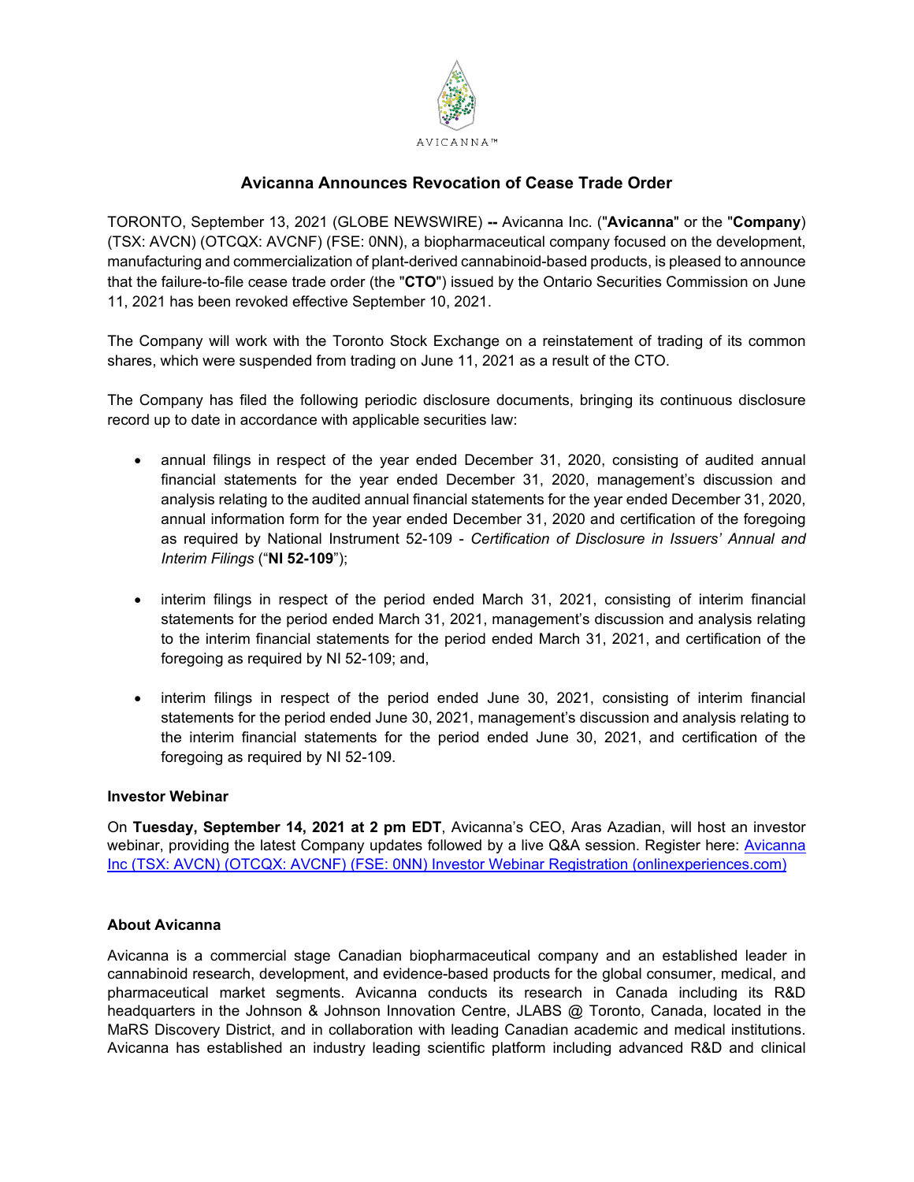AVICANNA™

# Avicanna Announces Revocation of Cease Trade Order

TORONTO, September 13, 2021 (GLOBE NEWSWIRE) **--** Avicanna Inc. ("**Avicanna**" or the "**Company**) (TSX: AVCN) (OTCQX: AVCNF) (FSE: 0NN), a biopharmaceutical company focused on the development, manufacturing and commercialization of plant-derived cannabinoid-based products, is pleased to announce that the failure-to-file cease trade order (the "**CTO**") issued by the Ontario Securities Commission on June 11, 2021 has been revoked effective September 10, 2021.

The Company will work with the Toronto Stock Exchange on a reinstatement of trading of its common shares, which were suspended from trading on June 11, 2021 as a result of the CTO.

The Company has filed the following periodic disclosure documents, bringing its continuous disclosure record up to date in accordance with applicable securities law:

- annual filings in respect of the year ended December 31, 2020, consisting of audited annual financial statements for the year ended December 31, 2020, management's discussion and analysis relating to the audited annual financial statements for the year ended December 31, 2020, annual information form for the year ended December 31, 2020 and certification of the foregoing as required by National Instrument 52-109 - *Certification of Disclosure in Issuers' Annual and Interim Filings* ("**NI 52-109**");

- interim filings in respect of the period ended March 31, 2021, consisting of interim financial statements for the period ended March 31, 2021, management's discussion and analysis relating to the interim financial statements for the period ended March 31, 2021, and certification of the foregoing as required by NI 52-109; and,

- interim filings in respect of the period ended June 30, 2021, consisting of interim financial statements for the period ended June 30, 2021, management's discussion and analysis relating to the interim financial statements for the period ended June 30, 2021, and certification of the foregoing as required by NI 52-109.

**Investor Webinar**

On **Tuesday, September 14, 2021 at 2 pm EDT**, Avicanna's CEO, Aras Azadian, will host an investor webinar, providing the latest Company updates followed by a live Q&A session. Register here: [Avicanna Inc (TSX: AVCN) (OTCQX: AVCNF) (FSE: 0NN) Investor Webinar Registration (onlinexperiences.com)]

**About Avicanna**

Avicanna is a commercial stage Canadian biopharmaceutical company and an established leader in cannabinoid research, development, and evidence-based products for the global consumer, medical, and pharmaceutical market segments. Avicanna conducts its research in Canada including its R&D headquarters in the Johnson & Johnson Innovation Centre, JLABS @ Toronto, Canada, located in the MaRS Discovery District, and in collaboration with leading Canadian academic and medical institutions. Avicanna has established an industry leading scientific platform including advanced R&D and clinical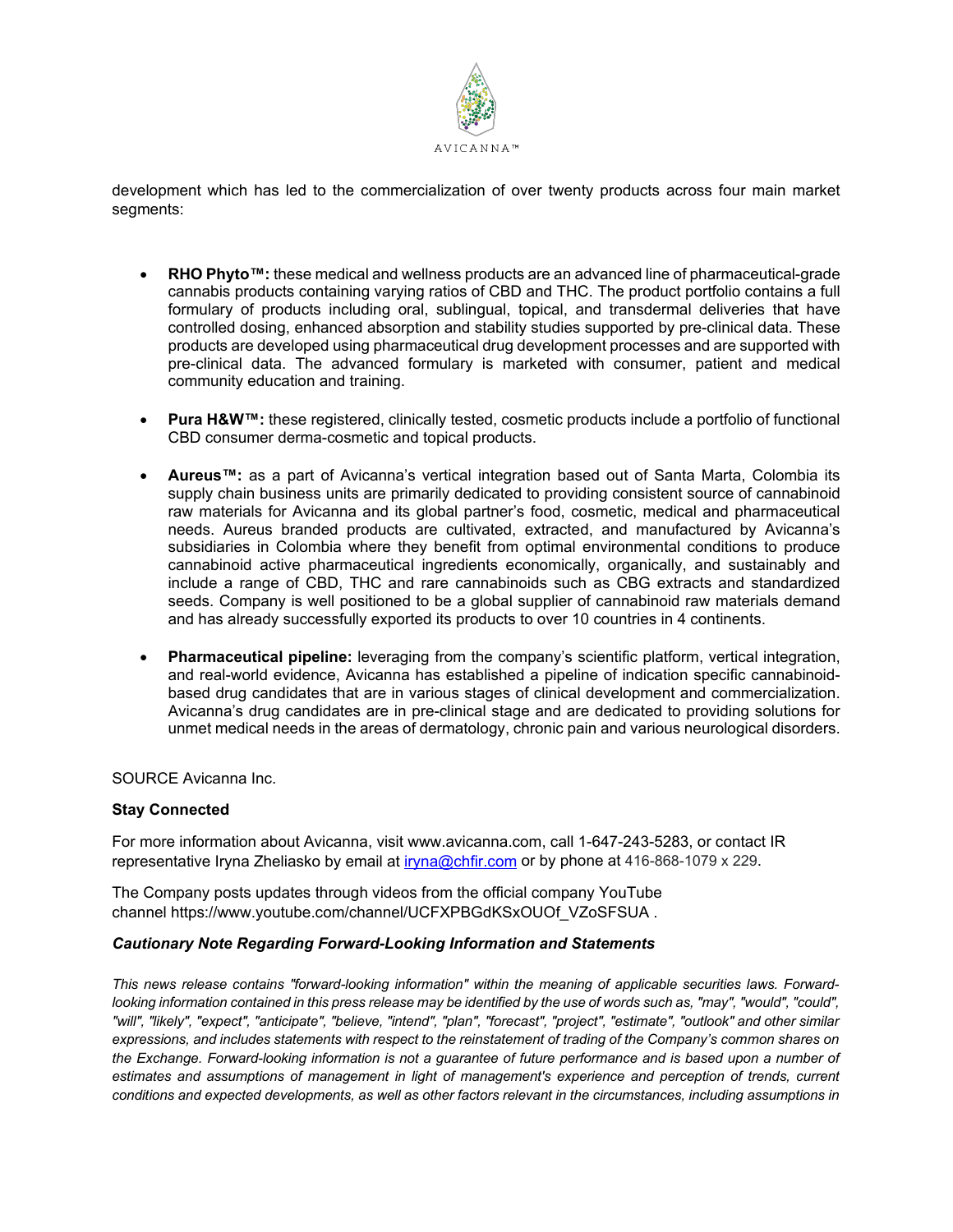development which has led to the commercialization of over twenty products across four main market segments:

- **RHO Phyto™:** these medical and wellness products are an advanced line of pharmaceutical-grade cannabis products containing varying ratios of CBD and THC. The product portfolio contains a full formulary of products including oral, sublingual, topical, and transdermal deliveries that have controlled dosing, enhanced absorption and stability studies supported by pre-clinical data. These products are developed using pharmaceutical drug development processes and are supported with pre-clinical data. The advanced formulary is marketed with consumer, patient and medical community education and training.

- **Pura H&W™:** these registered, clinically tested, cosmetic products include a portfolio of functional CBD consumer derma-cosmetic and topical products.

- **Aureus™:** as a part of Avicanna's vertical integration based out of Santa Marta, Colombia its supply chain business units are primarily dedicated to providing consistent source of cannabinoid raw materials for Avicanna and its global partner's food, cosmetic, medical and pharmaceutical needs. Aureus branded products are cultivated, extracted, and manufactured by Avicanna's subsidiaries in Colombia where they benefit from optimal environmental conditions to produce cannabinoid active pharmaceutical ingredients economically, organically, and sustainably and include a range of CBD, THC and rare cannabinoids such as CBG extracts and standardized seeds. Company is well positioned to be a global supplier of cannabinoid raw materials demand and has already successfully exported its products to over 10 countries in 4 continents.

- **Pharmaceutical pipeline:** leveraging from the company's scientific platform, vertical integration, and real-world evidence, Avicanna has established a pipeline of indication specific cannabinoid-based drug candidates that are in various stages of clinical development and commercialization. Avicanna's drug candidates are in pre-clinical stage and are dedicated to providing solutions for unmet medical needs in the areas of dermatology, chronic pain and various neurological disorders.

SOURCE Avicanna Inc.

**Stay Connected**

For more information about Avicanna, visit www.avicanna.com, call 1-647-243-5283, or contact IR representative Iryna Zheliasko by email at iryna@chfir.com or by phone at 416-868-1079 x 229.

The Company posts updates through videos from the official company YouTube channel https://www.youtube.com/channel/UCFXPBGdKSxOUOf_VZoSFSUA .

***Cautionary Note Regarding Forward-Looking Information and Statements***

*This news release contains "forward-looking information" within the meaning of applicable securities laws. Forward-looking information contained in this press release may be identified by the use of words such as, "may", "would", "could", "will", "likely", "expect", "anticipate", "believe, "intend", "plan", "forecast", "project", "estimate", "outlook" and other similar expressions, and includes statements with respect to the reinstatement of trading of the Company's common shares on the Exchange. Forward-looking information is not a guarantee of future performance and is based upon a number of estimates and assumptions of management in light of management's experience and perception of trends, current conditions and expected developments, as well as other factors relevant in the circumstances, including assumptions in*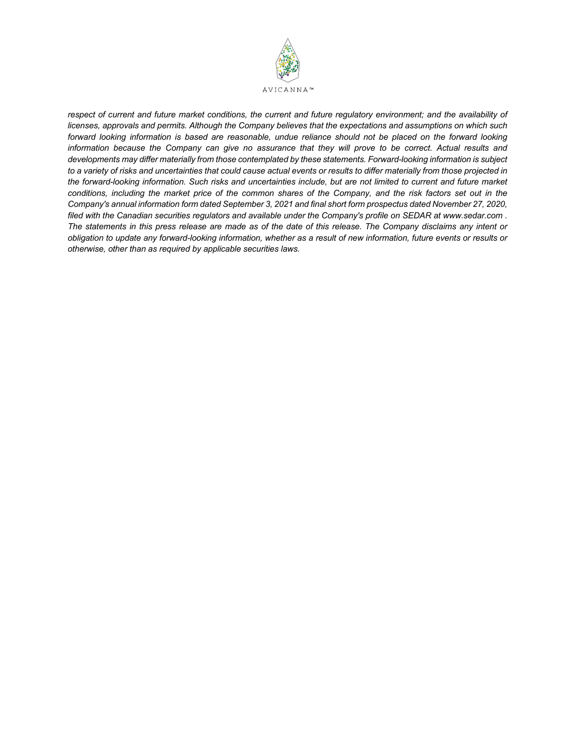*respect of current and future market conditions, the current and future regulatory environment; and the availability of licenses, approvals and permits. Although the Company believes that the expectations and assumptions on which such forward looking information is based are reasonable, undue reliance should not be placed on the forward looking information because the Company can give no assurance that they will prove to be correct. Actual results and developments may differ materially from those contemplated by these statements. Forward-looking information is subject to a variety of risks and uncertainties that could cause actual events or results to differ materially from those projected in the forward-looking information. Such risks and uncertainties include, but are not limited to current and future market conditions, including the market price of the common shares of the Company, and the risk factors set out in the Company's annual information form dated September 3, 2021 and final short form prospectus dated November 27, 2020, filed with the Canadian securities regulators and available under the Company's profile on SEDAR at www.sedar.com . The statements in this press release are made as of the date of this release. The Company disclaims any intent or obligation to update any forward-looking information, whether as a result of new information, future events or results or otherwise, other than as required by applicable securities laws.*